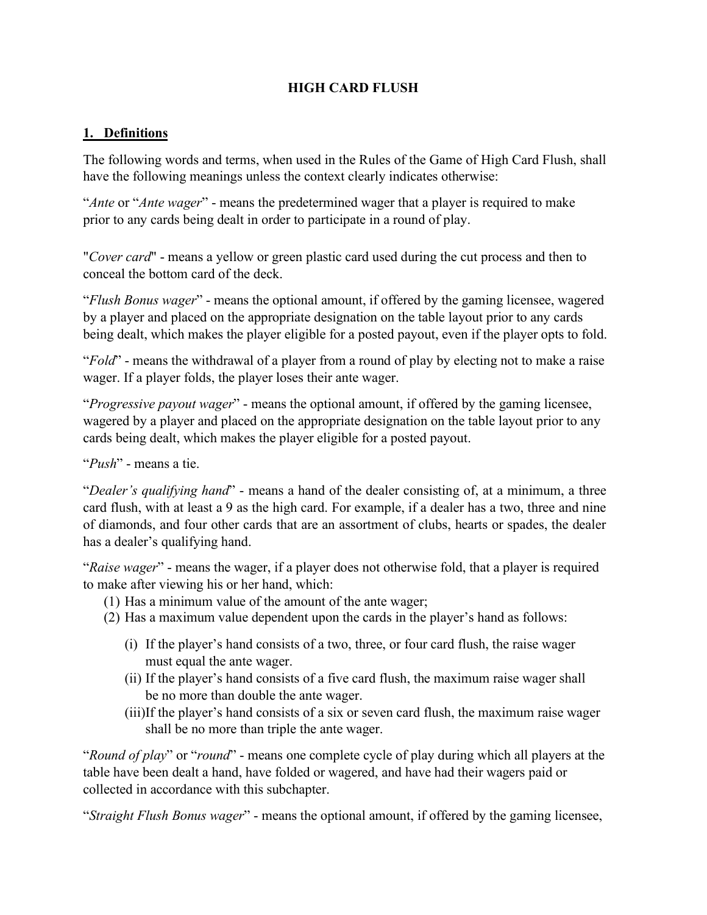# HIGH CARD FLUSH

## 1. Definitions

The following words and terms, when used in the Rules of the Game of High Card Flush, shall have the following meanings unless the context clearly indicates otherwise:

"*Ante* or "*Ante wager*" - means the predetermined wager that a player is required to make prior to any cards being dealt in order to participate in a round of play.

"*Cover card*" - means a yellow or green plastic card used during the cut process and then to conceal the bottom card of the deck.

"*Flush Bonus wager*" - means the optional amount, if offered by the gaming licensee, wagered by a player and placed on the appropriate designation on the table layout prior to any cards being dealt, which makes the player eligible for a posted payout, even if the player opts to fold.

"*Fold*" - means the withdrawal of a player from a round of play by electing not to make a raise wager. If a player folds, the player loses their ante wager.

"*Progressive payout wager*" - means the optional amount, if offered by the gaming licensee, wagered by a player and placed on the appropriate designation on the table layout prior to any cards being dealt, which makes the player eligible for a posted payout.

"*Push*" - means a tie.

"*Dealer's qualifying hand*" - means a hand of the dealer consisting of, at a minimum, a three card flush, with at least a 9 as the high card. For example, if a dealer has a two, three and nine of diamonds, and four other cards that are an assortment of clubs, hearts or spades, the dealer has a dealer's qualifying hand.

"*Raise wager*" - means the wager, if a player does not otherwise fold, that a player is required to make after viewing his or her hand, which:

(1) Has a minimum value of the amount of the ante wager;
(2) Has a maximum value dependent upon the cards in the player's hand as follows:

   (i) If the player's hand consists of a two, three, or four card flush, the raise wager must equal the ante wager.
   (ii) If the player's hand consists of a five card flush, the maximum raise wager shall be no more than double the ante wager.
   (iii) If the player's hand consists of a six or seven card flush, the maximum raise wager shall be no more than triple the ante wager.

"*Round of play*" or "*round*" - means one complete cycle of play during which all players at the table have been dealt a hand, have folded or wagered, and have had their wagers paid or collected in accordance with this subchapter.

"*Straight Flush Bonus wager*" - means the optional amount, if offered by the gaming licensee,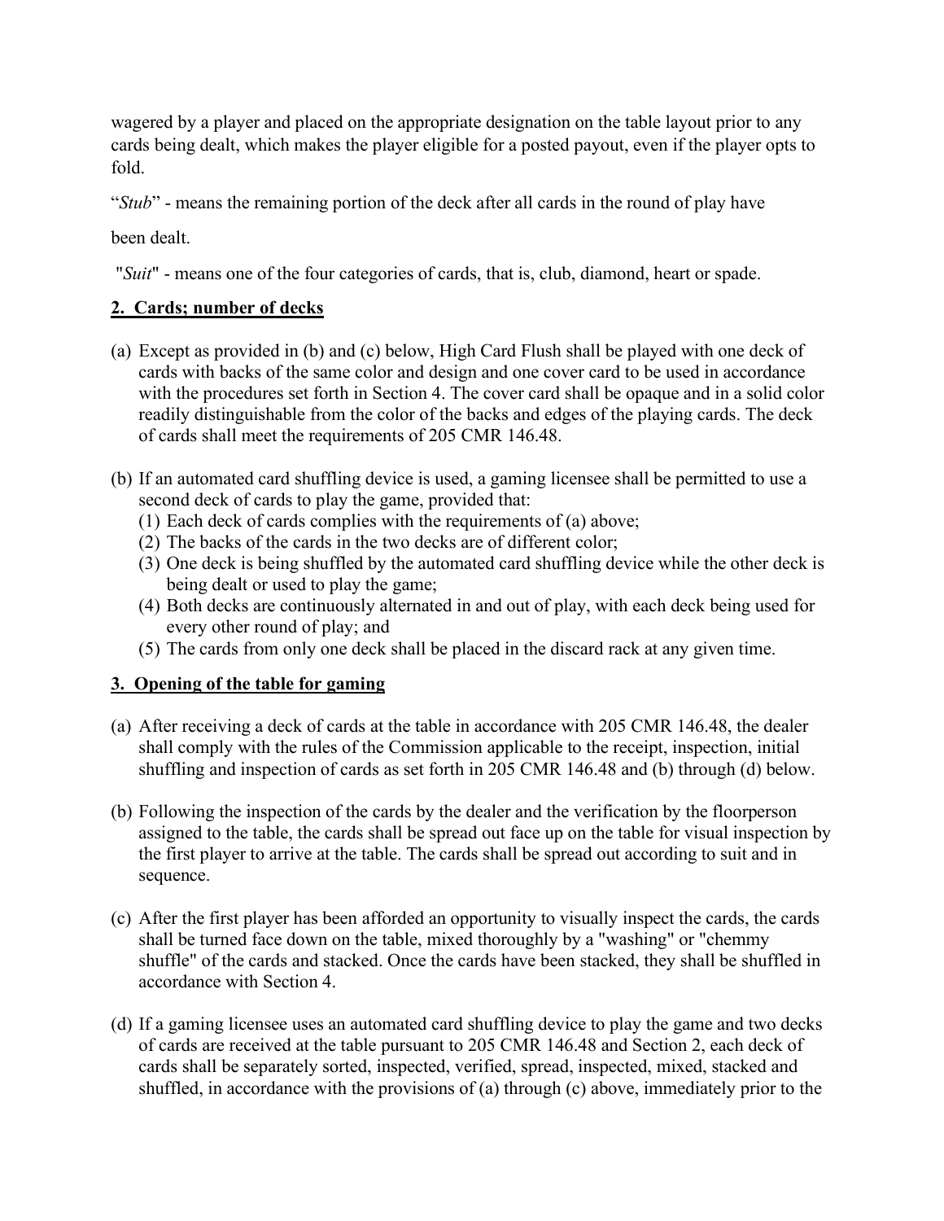wagered by a player and placed on the appropriate designation on the table layout prior to any cards being dealt, which makes the player eligible for a posted payout, even if the player opts to fold.

"*Stub*" - means the remaining portion of the deck after all cards in the round of play have been dealt.

"*Suit*" - means one of the four categories of cards, that is, club, diamond, heart or spade.

## 2. Cards; number of decks

(a) Except as provided in (b) and (c) below, High Card Flush shall be played with one deck of cards with backs of the same color and design and one cover card to be used in accordance with the procedures set forth in Section 4. The cover card shall be opaque and in a solid color readily distinguishable from the color of the backs and edges of the playing cards. The deck of cards shall meet the requirements of 205 CMR 146.48.

(b) If an automated card shuffling device is used, a gaming licensee shall be permitted to use a second deck of cards to play the game, provided that:
  (1) Each deck of cards complies with the requirements of (a) above;
  (2) The backs of the cards in the two decks are of different color;
  (3) One deck is being shuffled by the automated card shuffling device while the other deck is being dealt or used to play the game;
  (4) Both decks are continuously alternated in and out of play, with each deck being used for every other round of play; and
  (5) The cards from only one deck shall be placed in the discard rack at any given time.

## 3. Opening of the table for gaming

(a) After receiving a deck of cards at the table in accordance with 205 CMR 146.48, the dealer shall comply with the rules of the Commission applicable to the receipt, inspection, initial shuffling and inspection of cards as set forth in 205 CMR 146.48 and (b) through (d) below.

(b) Following the inspection of the cards by the dealer and the verification by the floorperson assigned to the table, the cards shall be spread out face up on the table for visual inspection by the first player to arrive at the table. The cards shall be spread out according to suit and in sequence.

(c) After the first player has been afforded an opportunity to visually inspect the cards, the cards shall be turned face down on the table, mixed thoroughly by a "washing" or "chemmy shuffle" of the cards and stacked. Once the cards have been stacked, they shall be shuffled in accordance with Section 4.

(d) If a gaming licensee uses an automated card shuffling device to play the game and two decks of cards are received at the table pursuant to 205 CMR 146.48 and Section 2, each deck of cards shall be separately sorted, inspected, verified, spread, inspected, mixed, stacked and shuffled, in accordance with the provisions of (a) through (c) above, immediately prior to the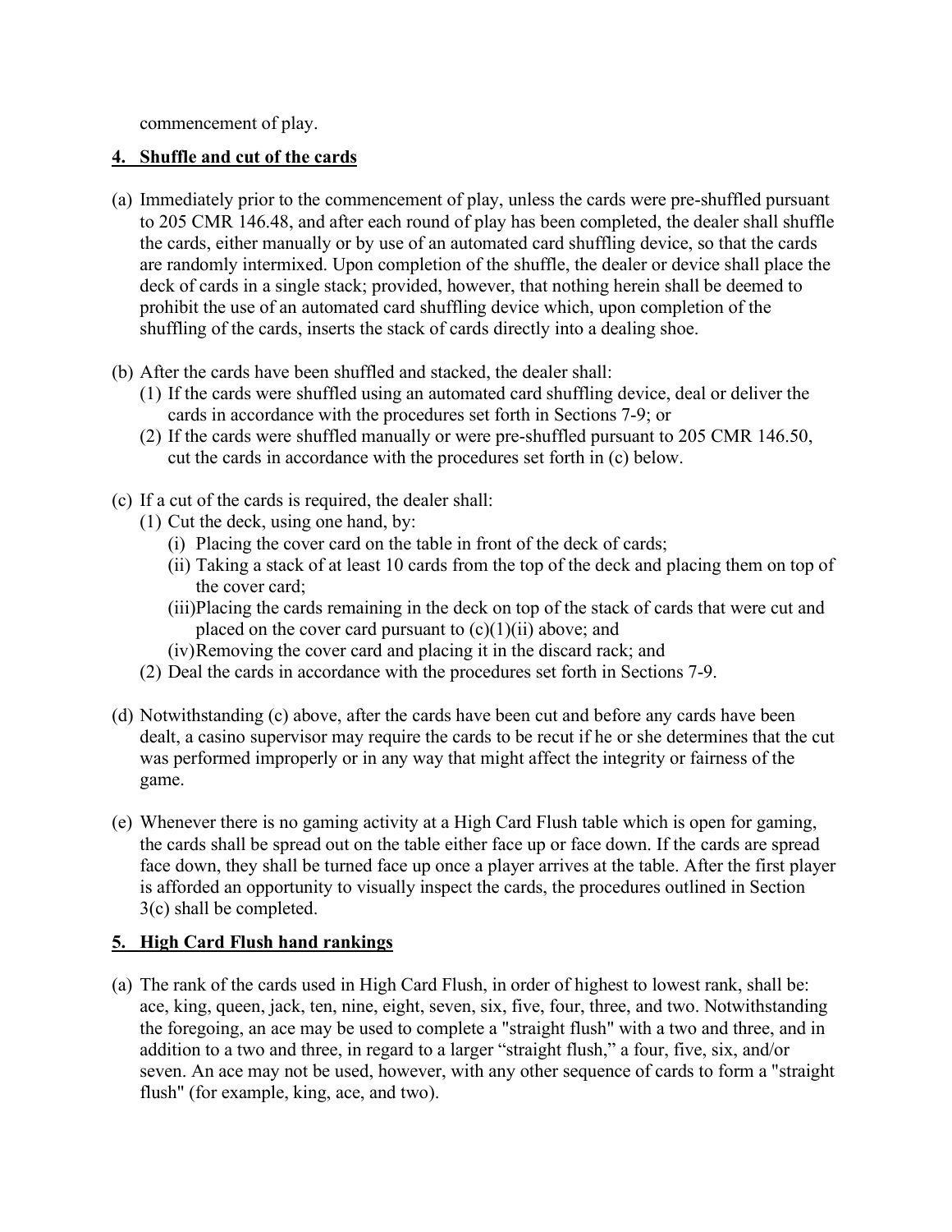commencement of play.

**4. Shuffle and cut of the cards**

(a) Immediately prior to the commencement of play, unless the cards were pre-shuffled pursuant to 205 CMR 146.48, and after each round of play has been completed, the dealer shall shuffle the cards, either manually or by use of an automated card shuffling device, so that the cards are randomly intermixed. Upon completion of the shuffle, the dealer or device shall place the deck of cards in a single stack; provided, however, that nothing herein shall be deemed to prohibit the use of an automated card shuffling device which, upon completion of the shuffling of the cards, inserts the stack of cards directly into a dealing shoe.

(b) After the cards have been shuffled and stacked, the dealer shall:
   (1) If the cards were shuffled using an automated card shuffling device, deal or deliver the cards in accordance with the procedures set forth in Sections 7-9; or
   (2) If the cards were shuffled manually or were pre-shuffled pursuant to 205 CMR 146.50, cut the cards in accordance with the procedures set forth in (c) below.

(c) If a cut of the cards is required, the dealer shall:
   (1) Cut the deck, using one hand, by:
      (i) Placing the cover card on the table in front of the deck of cards;
      (ii) Taking a stack of at least 10 cards from the top of the deck and placing them on top of the cover card;
      (iii) Placing the cards remaining in the deck on top of the stack of cards that were cut and placed on the cover card pursuant to (c)(1)(ii) above; and
      (iv) Removing the cover card and placing it in the discard rack; and
   (2) Deal the cards in accordance with the procedures set forth in Sections 7-9.

(d) Notwithstanding (c) above, after the cards have been cut and before any cards have been dealt, a casino supervisor may require the cards to be recut if he or she determines that the cut was performed improperly or in any way that might affect the integrity or fairness of the game.

(e) Whenever there is no gaming activity at a High Card Flush table which is open for gaming, the cards shall be spread out on the table either face up or face down. If the cards are spread face down, they shall be turned face up once a player arrives at the table. After the first player is afforded an opportunity to visually inspect the cards, the procedures outlined in Section 3(c) shall be completed.

**5. High Card Flush hand rankings**

(a) The rank of the cards used in High Card Flush, in order of highest to lowest rank, shall be: ace, king, queen, jack, ten, nine, eight, seven, six, five, four, three, and two. Notwithstanding the foregoing, an ace may be used to complete a "straight flush" with a two and three, and in addition to a two and three, in regard to a larger "straight flush," a four, five, six, and/or seven. An ace may not be used, however, with any other sequence of cards to form a "straight flush" (for example, king, ace, and two).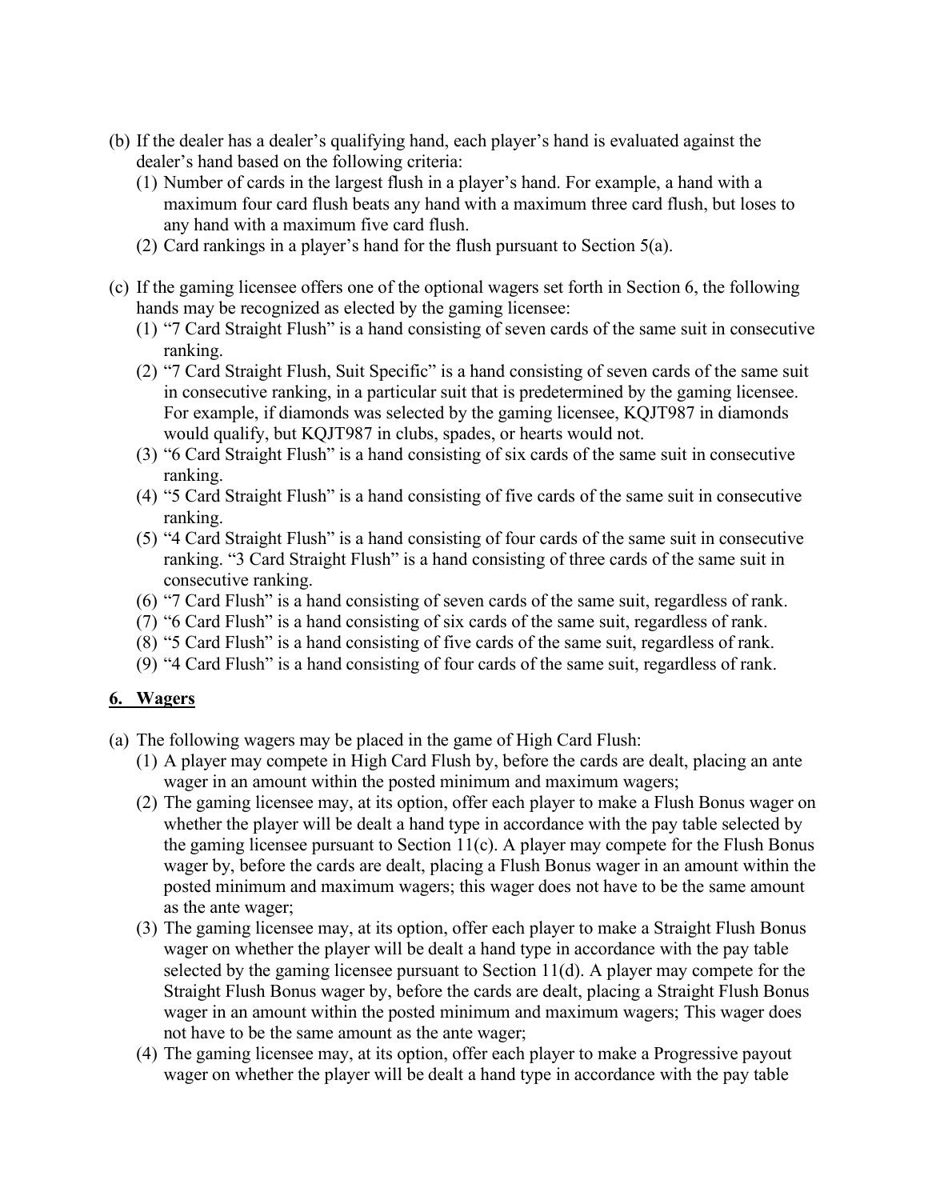(b) If the dealer has a dealer's qualifying hand, each player's hand is evaluated against the dealer's hand based on the following criteria:
   (1) Number of cards in the largest flush in a player's hand. For example, a hand with a maximum four card flush beats any hand with a maximum three card flush, but loses to any hand with a maximum five card flush.
   (2) Card rankings in a player's hand for the flush pursuant to Section 5(a).

(c) If the gaming licensee offers one of the optional wagers set forth in Section 6, the following hands may be recognized as elected by the gaming licensee:
   (1) "7 Card Straight Flush" is a hand consisting of seven cards of the same suit in consecutive ranking.
   (2) "7 Card Straight Flush, Suit Specific" is a hand consisting of seven cards of the same suit in consecutive ranking, in a particular suit that is predetermined by the gaming licensee. For example, if diamonds was selected by the gaming licensee, KQJT987 in diamonds would qualify, but KQJT987 in clubs, spades, or hearts would not.
   (3) "6 Card Straight Flush" is a hand consisting of six cards of the same suit in consecutive ranking.
   (4) "5 Card Straight Flush" is a hand consisting of five cards of the same suit in consecutive ranking.
   (5) "4 Card Straight Flush" is a hand consisting of four cards of the same suit in consecutive ranking. "3 Card Straight Flush" is a hand consisting of three cards of the same suit in consecutive ranking.
   (6) "7 Card Flush" is a hand consisting of seven cards of the same suit, regardless of rank.
   (7) "6 Card Flush" is a hand consisting of six cards of the same suit, regardless of rank.
   (8) "5 Card Flush" is a hand consisting of five cards of the same suit, regardless of rank.
   (9) "4 Card Flush" is a hand consisting of four cards of the same suit, regardless of rank.

## 6. Wagers

(a) The following wagers may be placed in the game of High Card Flush:
   (1) A player may compete in High Card Flush by, before the cards are dealt, placing an ante wager in an amount within the posted minimum and maximum wagers;
   (2) The gaming licensee may, at its option, offer each player to make a Flush Bonus wager on whether the player will be dealt a hand type in accordance with the pay table selected by the gaming licensee pursuant to Section 11(c). A player may compete for the Flush Bonus wager by, before the cards are dealt, placing a Flush Bonus wager in an amount within the posted minimum and maximum wagers; this wager does not have to be the same amount as the ante wager;
   (3) The gaming licensee may, at its option, offer each player to make a Straight Flush Bonus wager on whether the player will be dealt a hand type in accordance with the pay table selected by the gaming licensee pursuant to Section 11(d). A player may compete for the Straight Flush Bonus wager by, before the cards are dealt, placing a Straight Flush Bonus wager in an amount within the posted minimum and maximum wagers; This wager does not have to be the same amount as the ante wager;
   (4) The gaming licensee may, at its option, offer each player to make a Progressive payout wager on whether the player will be dealt a hand type in accordance with the pay table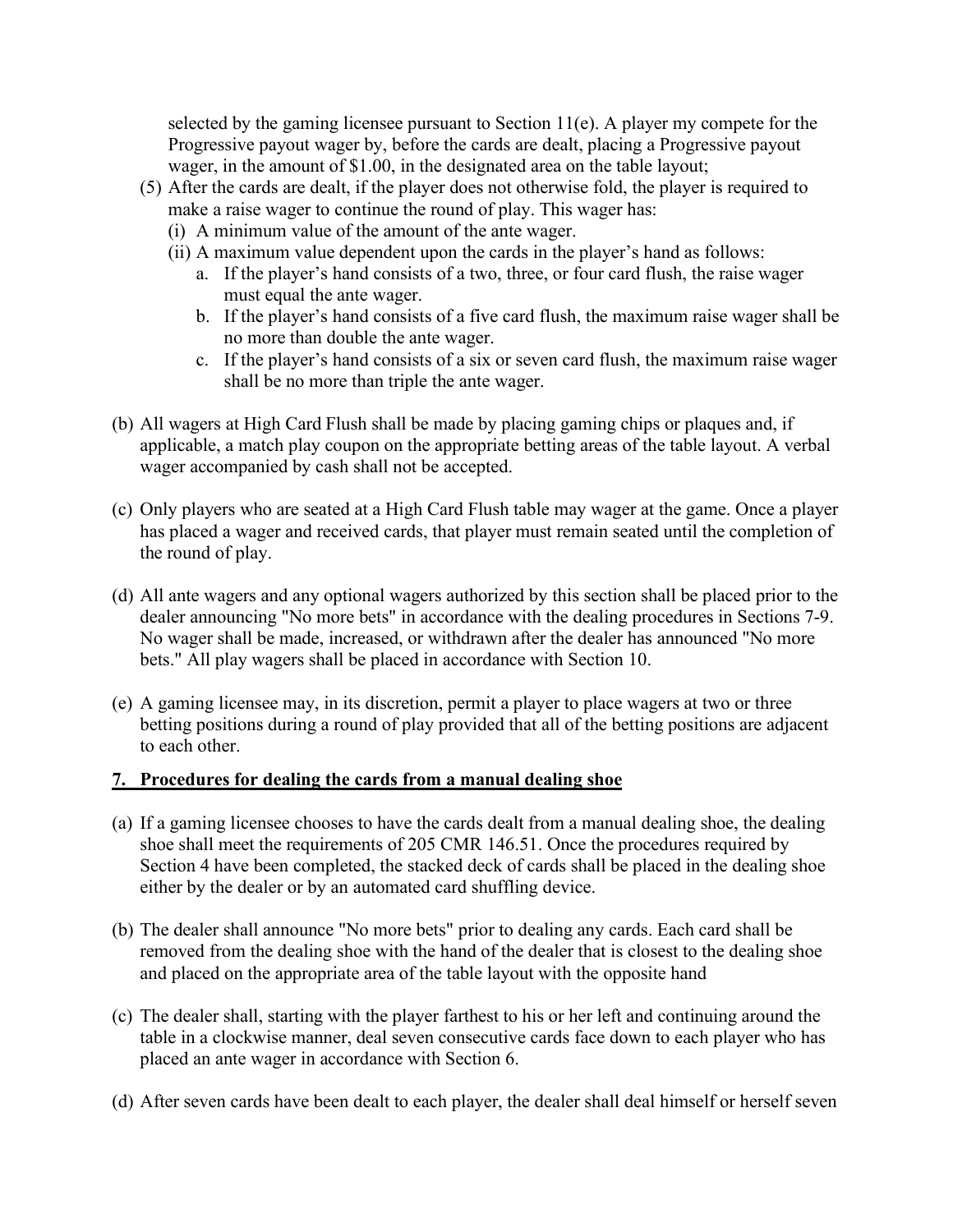selected by the gaming licensee pursuant to Section 11(e). A player my compete for the Progressive payout wager by, before the cards are dealt, placing a Progressive payout wager, in the amount of $1.00, in the designated area on the table layout;

(5) After the cards are dealt, if the player does not otherwise fold, the player is required to make a raise wager to continue the round of play. This wager has:
   (i) A minimum value of the amount of the ante wager.
   (ii) A maximum value dependent upon the cards in the player's hand as follows:
      a. If the player's hand consists of a two, three, or four card flush, the raise wager must equal the ante wager.
      b. If the player's hand consists of a five card flush, the maximum raise wager shall be no more than double the ante wager.
      c. If the player's hand consists of a six or seven card flush, the maximum raise wager shall be no more than triple the ante wager.

(b) All wagers at High Card Flush shall be made by placing gaming chips or plaques and, if applicable, a match play coupon on the appropriate betting areas of the table layout. A verbal wager accompanied by cash shall not be accepted.

(c) Only players who are seated at a High Card Flush table may wager at the game. Once a player has placed a wager and received cards, that player must remain seated until the completion of the round of play.

(d) All ante wagers and any optional wagers authorized by this section shall be placed prior to the dealer announcing "No more bets" in accordance with the dealing procedures in Sections 7-9. No wager shall be made, increased, or withdrawn after the dealer has announced "No more bets." All play wagers shall be placed in accordance with Section 10.

(e) A gaming licensee may, in its discretion, permit a player to place wagers at two or three betting positions during a round of play provided that all of the betting positions are adjacent to each other.

## 7. Procedures for dealing the cards from a manual dealing shoe

(a) If a gaming licensee chooses to have the cards dealt from a manual dealing shoe, the dealing shoe shall meet the requirements of 205 CMR 146.51. Once the procedures required by Section 4 have been completed, the stacked deck of cards shall be placed in the dealing shoe either by the dealer or by an automated card shuffling device.

(b) The dealer shall announce "No more bets" prior to dealing any cards. Each card shall be removed from the dealing shoe with the hand of the dealer that is closest to the dealing shoe and placed on the appropriate area of the table layout with the opposite hand

(c) The dealer shall, starting with the player farthest to his or her left and continuing around the table in a clockwise manner, deal seven consecutive cards face down to each player who has placed an ante wager in accordance with Section 6.

(d) After seven cards have been dealt to each player, the dealer shall deal himself or herself seven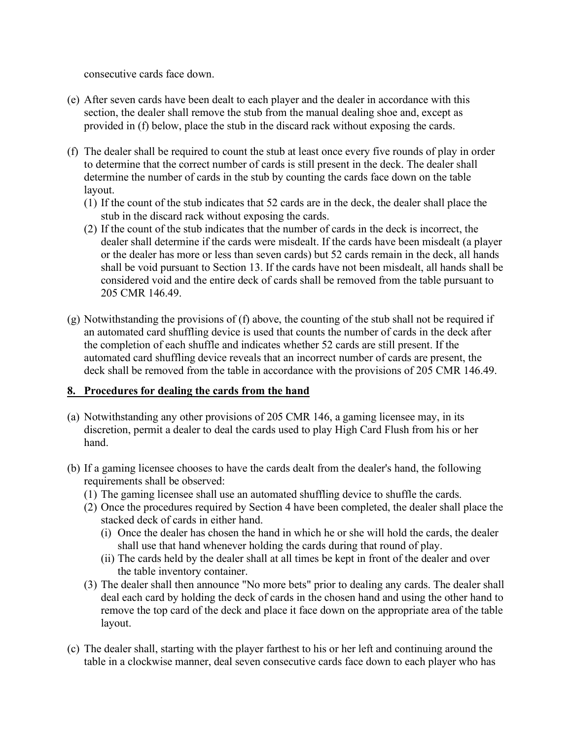consecutive cards face down.

(e) After seven cards have been dealt to each player and the dealer in accordance with this section, the dealer shall remove the stub from the manual dealing shoe and, except as provided in (f) below, place the stub in the discard rack without exposing the cards.

(f) The dealer shall be required to count the stub at least once every five rounds of play in order to determine that the correct number of cards is still present in the deck. The dealer shall determine the number of cards in the stub by counting the cards face down on the table layout.

   (1) If the count of the stub indicates that 52 cards are in the deck, the dealer shall place the stub in the discard rack without exposing the cards.

   (2) If the count of the stub indicates that the number of cards in the deck is incorrect, the dealer shall determine if the cards were misdealt. If the cards have been misdealt (a player or the dealer has more or less than seven cards) but 52 cards remain in the deck, all hands shall be void pursuant to Section 13. If the cards have not been misdealt, all hands shall be considered void and the entire deck of cards shall be removed from the table pursuant to 205 CMR 146.49.

(g) Notwithstanding the provisions of (f) above, the counting of the stub shall not be required if an automated card shuffling device is used that counts the number of cards in the deck after the completion of each shuffle and indicates whether 52 cards are still present. If the automated card shuffling device reveals that an incorrect number of cards are present, the deck shall be removed from the table in accordance with the provisions of 205 CMR 146.49.

## 8. Procedures for dealing the cards from the hand

(a) Notwithstanding any other provisions of 205 CMR 146, a gaming licensee may, in its discretion, permit a dealer to deal the cards used to play High Card Flush from his or her hand.

(b) If a gaming licensee chooses to have the cards dealt from the dealer's hand, the following requirements shall be observed:

   (1) The gaming licensee shall use an automated shuffling device to shuffle the cards.

   (2) Once the procedures required by Section 4 have been completed, the dealer shall place the stacked deck of cards in either hand.

      (i) Once the dealer has chosen the hand in which he or she will hold the cards, the dealer shall use that hand whenever holding the cards during that round of play.

      (ii) The cards held by the dealer shall at all times be kept in front of the dealer and over the table inventory container.

   (3) The dealer shall then announce "No more bets" prior to dealing any cards. The dealer shall deal each card by holding the deck of cards in the chosen hand and using the other hand to remove the top card of the deck and place it face down on the appropriate area of the table layout.

(c) The dealer shall, starting with the player farthest to his or her left and continuing around the table in a clockwise manner, deal seven consecutive cards face down to each player who has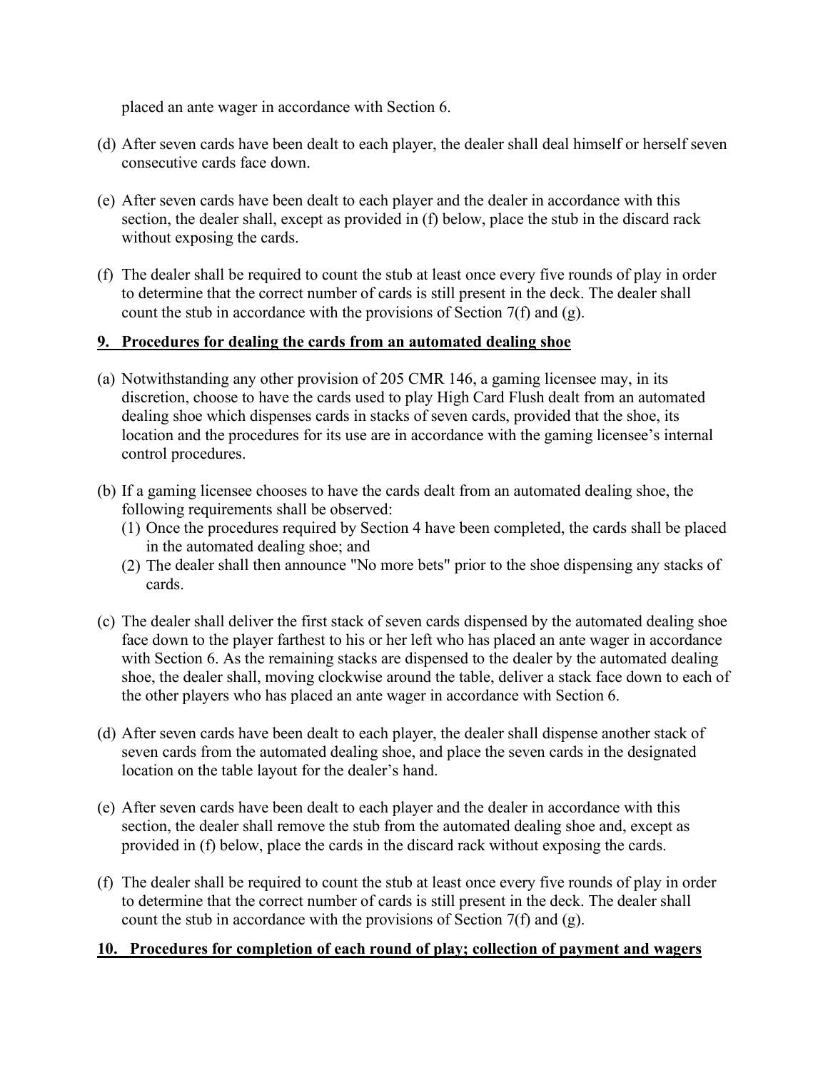placed an ante wager in accordance with Section 6.

(d) After seven cards have been dealt to each player, the dealer shall deal himself or herself seven consecutive cards face down.

(e) After seven cards have been dealt to each player and the dealer in accordance with this section, the dealer shall, except as provided in (f) below, place the stub in the discard rack without exposing the cards.

(f) The dealer shall be required to count the stub at least once every five rounds of play in order to determine that the correct number of cards is still present in the deck. The dealer shall count the stub in accordance with the provisions of Section 7(f) and (g).

**9. Procedures for dealing the cards from an automated dealing shoe**

(a) Notwithstanding any other provision of 205 CMR 146, a gaming licensee may, in its discretion, choose to have the cards used to play High Card Flush dealt from an automated dealing shoe which dispenses cards in stacks of seven cards, provided that the shoe, its location and the procedures for its use are in accordance with the gaming licensee's internal control procedures.

(b) If a gaming licensee chooses to have the cards dealt from an automated dealing shoe, the following requirements shall be observed:
   (1) Once the procedures required by Section 4 have been completed, the cards shall be placed in the automated dealing shoe; and
   (2) The dealer shall then announce "No more bets" prior to the shoe dispensing any stacks of cards.

(c) The dealer shall deliver the first stack of seven cards dispensed by the automated dealing shoe face down to the player farthest to his or her left who has placed an ante wager in accordance with Section 6. As the remaining stacks are dispensed to the dealer by the automated dealing shoe, the dealer shall, moving clockwise around the table, deliver a stack face down to each of the other players who has placed an ante wager in accordance with Section 6.

(d) After seven cards have been dealt to each player, the dealer shall dispense another stack of seven cards from the automated dealing shoe, and place the seven cards in the designated location on the table layout for the dealer's hand.

(e) After seven cards have been dealt to each player and the dealer in accordance with this section, the dealer shall remove the stub from the automated dealing shoe and, except as provided in (f) below, place the cards in the discard rack without exposing the cards.

(f) The dealer shall be required to count the stub at least once every five rounds of play in order to determine that the correct number of cards is still present in the deck. The dealer shall count the stub in accordance with the provisions of Section 7(f) and (g).

**10. Procedures for completion of each round of play; collection of payment and wagers**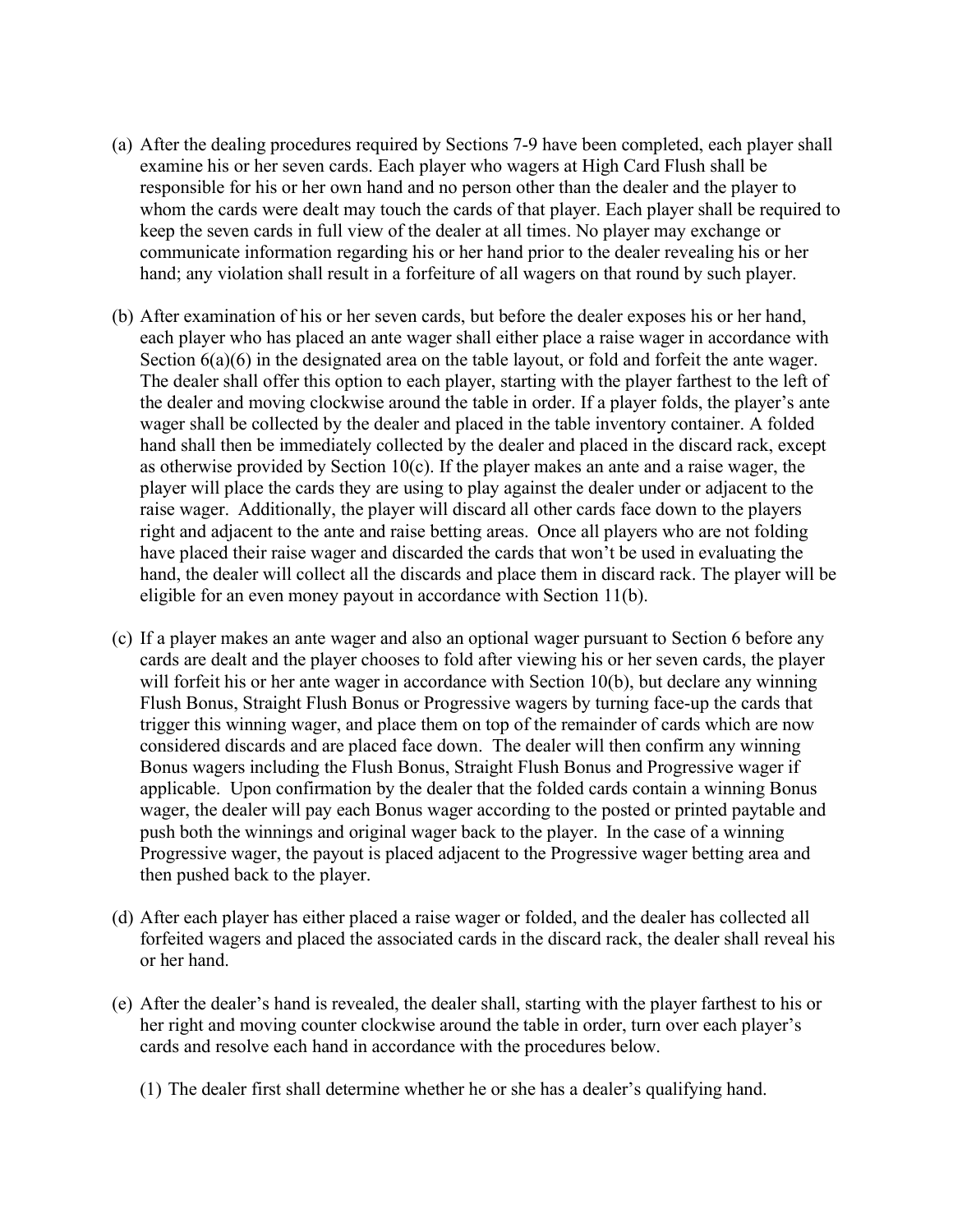(a) After the dealing procedures required by Sections 7-9 have been completed, each player shall examine his or her seven cards. Each player who wagers at High Card Flush shall be responsible for his or her own hand and no person other than the dealer and the player to whom the cards were dealt may touch the cards of that player. Each player shall be required to keep the seven cards in full view of the dealer at all times. No player may exchange or communicate information regarding his or her hand prior to the dealer revealing his or her hand; any violation shall result in a forfeiture of all wagers on that round by such player.

(b) After examination of his or her seven cards, but before the dealer exposes his or her hand, each player who has placed an ante wager shall either place a raise wager in accordance with Section 6(a)(6) in the designated area on the table layout, or fold and forfeit the ante wager. The dealer shall offer this option to each player, starting with the player farthest to the left of the dealer and moving clockwise around the table in order. If a player folds, the player's ante wager shall be collected by the dealer and placed in the table inventory container. A folded hand shall then be immediately collected by the dealer and placed in the discard rack, except as otherwise provided by Section 10(c). If the player makes an ante and a raise wager, the player will place the cards they are using to play against the dealer under or adjacent to the raise wager. Additionally, the player will discard all other cards face down to the players right and adjacent to the ante and raise betting areas. Once all players who are not folding have placed their raise wager and discarded the cards that won't be used in evaluating the hand, the dealer will collect all the discards and place them in discard rack. The player will be eligible for an even money payout in accordance with Section 11(b).

(c) If a player makes an ante wager and also an optional wager pursuant to Section 6 before any cards are dealt and the player chooses to fold after viewing his or her seven cards, the player will forfeit his or her ante wager in accordance with Section 10(b), but declare any winning Flush Bonus, Straight Flush Bonus or Progressive wagers by turning face-up the cards that trigger this winning wager, and place them on top of the remainder of cards which are now considered discards and are placed face down. The dealer will then confirm any winning Bonus wagers including the Flush Bonus, Straight Flush Bonus and Progressive wager if applicable. Upon confirmation by the dealer that the folded cards contain a winning Bonus wager, the dealer will pay each Bonus wager according to the posted or printed paytable and push both the winnings and original wager back to the player. In the case of a winning Progressive wager, the payout is placed adjacent to the Progressive wager betting area and then pushed back to the player.

(d) After each player has either placed a raise wager or folded, and the dealer has collected all forfeited wagers and placed the associated cards in the discard rack, the dealer shall reveal his or her hand.

(e) After the dealer's hand is revealed, the dealer shall, starting with the player farthest to his or her right and moving counter clockwise around the table in order, turn over each player's cards and resolve each hand in accordance with the procedures below.

(1) The dealer first shall determine whether he or she has a dealer's qualifying hand.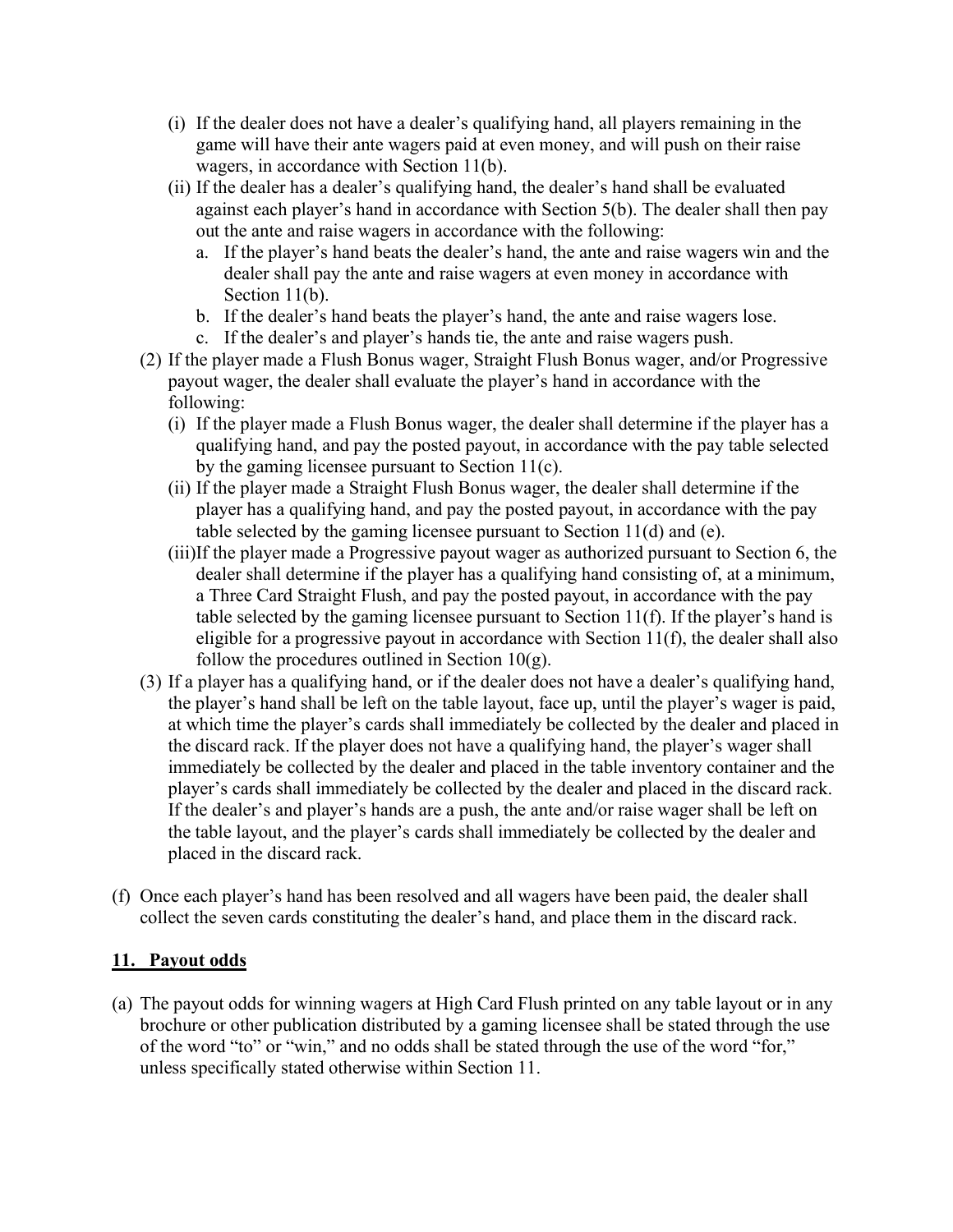(i) If the dealer does not have a dealer's qualifying hand, all players remaining in the game will have their ante wagers paid at even money, and will push on their raise wagers, in accordance with Section 11(b).

(ii) If the dealer has a dealer's qualifying hand, the dealer's hand shall be evaluated against each player's hand in accordance with Section 5(b). The dealer shall then pay out the ante and raise wagers in accordance with the following:

a. If the player's hand beats the dealer's hand, the ante and raise wagers win and the dealer shall pay the ante and raise wagers at even money in accordance with Section 11(b).

b. If the dealer's hand beats the player's hand, the ante and raise wagers lose.

c. If the dealer's and player's hands tie, the ante and raise wagers push.

(2) If the player made a Flush Bonus wager, Straight Flush Bonus wager, and/or Progressive payout wager, the dealer shall evaluate the player's hand in accordance with the following:

(i) If the player made a Flush Bonus wager, the dealer shall determine if the player has a qualifying hand, and pay the posted payout, in accordance with the pay table selected by the gaming licensee pursuant to Section 11(c).

(ii) If the player made a Straight Flush Bonus wager, the dealer shall determine if the player has a qualifying hand, and pay the posted payout, in accordance with the pay table selected by the gaming licensee pursuant to Section 11(d) and (e).

(iii) If the player made a Progressive payout wager as authorized pursuant to Section 6, the dealer shall determine if the player has a qualifying hand consisting of, at a minimum, a Three Card Straight Flush, and pay the posted payout, in accordance with the pay table selected by the gaming licensee pursuant to Section 11(f). If the player's hand is eligible for a progressive payout in accordance with Section 11(f), the dealer shall also follow the procedures outlined in Section 10(g).

(3) If a player has a qualifying hand, or if the dealer does not have a dealer's qualifying hand, the player's hand shall be left on the table layout, face up, until the player's wager is paid, at which time the player's cards shall immediately be collected by the dealer and placed in the discard rack. If the player does not have a qualifying hand, the player's wager shall immediately be collected by the dealer and placed in the table inventory container and the player's cards shall immediately be collected by the dealer and placed in the discard rack. If the dealer's and player's hands are a push, the ante and/or raise wager shall be left on the table layout, and the player's cards shall immediately be collected by the dealer and placed in the discard rack.

(f) Once each player's hand has been resolved and all wagers have been paid, the dealer shall collect the seven cards constituting the dealer's hand, and place them in the discard rack.

## 11. Payout odds

(a) The payout odds for winning wagers at High Card Flush printed on any table layout or in any brochure or other publication distributed by a gaming licensee shall be stated through the use of the word "to" or "win," and no odds shall be stated through the use of the word "for," unless specifically stated otherwise within Section 11.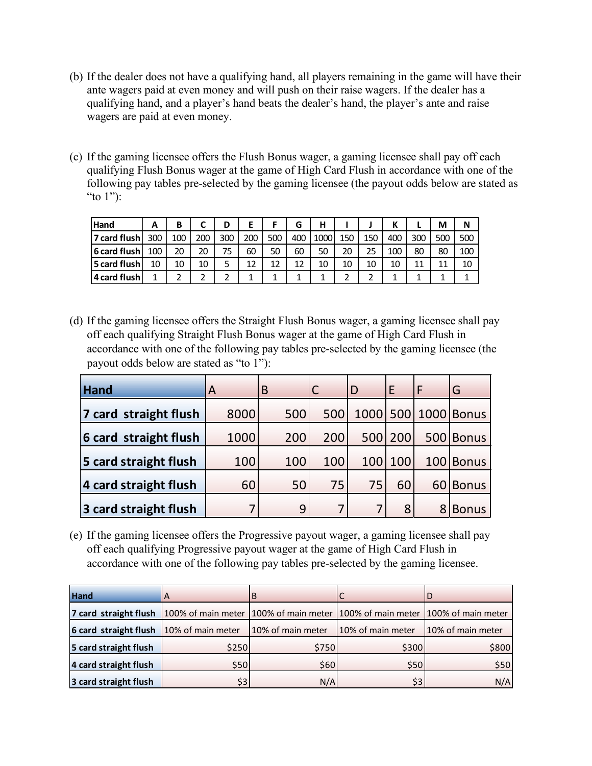(b) If the dealer does not have a qualifying hand, all players remaining in the game will have their ante wagers paid at even money and will push on their raise wagers. If the dealer has a qualifying hand, and a player's hand beats the dealer's hand, the player's ante and raise wagers are paid at even money.

(c) If the gaming licensee offers the Flush Bonus wager, a gaming licensee shall pay off each qualifying Flush Bonus wager at the game of High Card Flush in accordance with one of the following pay tables pre-selected by the gaming licensee (the payout odds below are stated as "to 1"):

| Hand | A | B | C | D | E | F | G | H | I | J | K | L | M | N |
|---|---|---|---|---|---|---|---|---|---|---|---|---|---|---|
| 7 card flush | 300 | 100 | 200 | 300 | 200 | 500 | 400 | 1000 | 150 | 150 | 400 | 300 | 500 | 500 |
| 6 card flush | 100 | 20 | 20 | 75 | 60 | 50 | 60 | 50 | 20 | 25 | 100 | 80 | 80 | 100 |
| 5 card flush | 10 | 10 | 10 | 5 | 12 | 12 | 12 | 10 | 10 | 10 | 10 | 11 | 11 | 10 |
| 4 card flush | 1 | 2 | 2 | 2 | 1 | 1 | 1 | 1 | 2 | 2 | 1 | 1 | 1 | 1 |

(d) If the gaming licensee offers the Straight Flush Bonus wager, a gaming licensee shall pay off each qualifying Straight Flush Bonus wager at the game of High Card Flush in accordance with one of the following pay tables pre-selected by the gaming licensee (the payout odds below are stated as "to 1"):

| Hand | A | B | C | D | E | F | G |
|---|---|---|---|---|---|---|---|
| 7 card straight flush | 8000 | 500 | 500 | 1000 | 500 | 1000 | Bonus |
| 6 card straight flush | 1000 | 200 | 200 | 500 | 200 | 500 | Bonus |
| 5 card straight flush | 100 | 100 | 100 | 100 | 100 | 100 | Bonus |
| 4 card straight flush | 60 | 50 | 75 | 75 | 60 | 60 | Bonus |
| 3 card straight flush | 7 | 9 | 7 | 7 | 8 | 8 | Bonus |

(e) If the gaming licensee offers the Progressive payout wager, a gaming licensee shall pay off each qualifying Progressive payout wager at the game of High Card Flush in accordance with one of the following pay tables pre-selected by the gaming licensee.

| Hand | A | B | C | D |
|---|---|---|---|---|
| 7 card straight flush | 100% of main meter | 100% of main meter | 100% of main meter | 100% of main meter |
| 6 card straight flush | 10% of main meter | 10% of main meter | 10% of main meter | 10% of main meter |
| 5 card straight flush | $250 | $750 | $300 | $800 |
| 4 card straight flush | $50 | $60 | $50 | $50 |
| 3 card straight flush | $3 | N/A | $3 | N/A |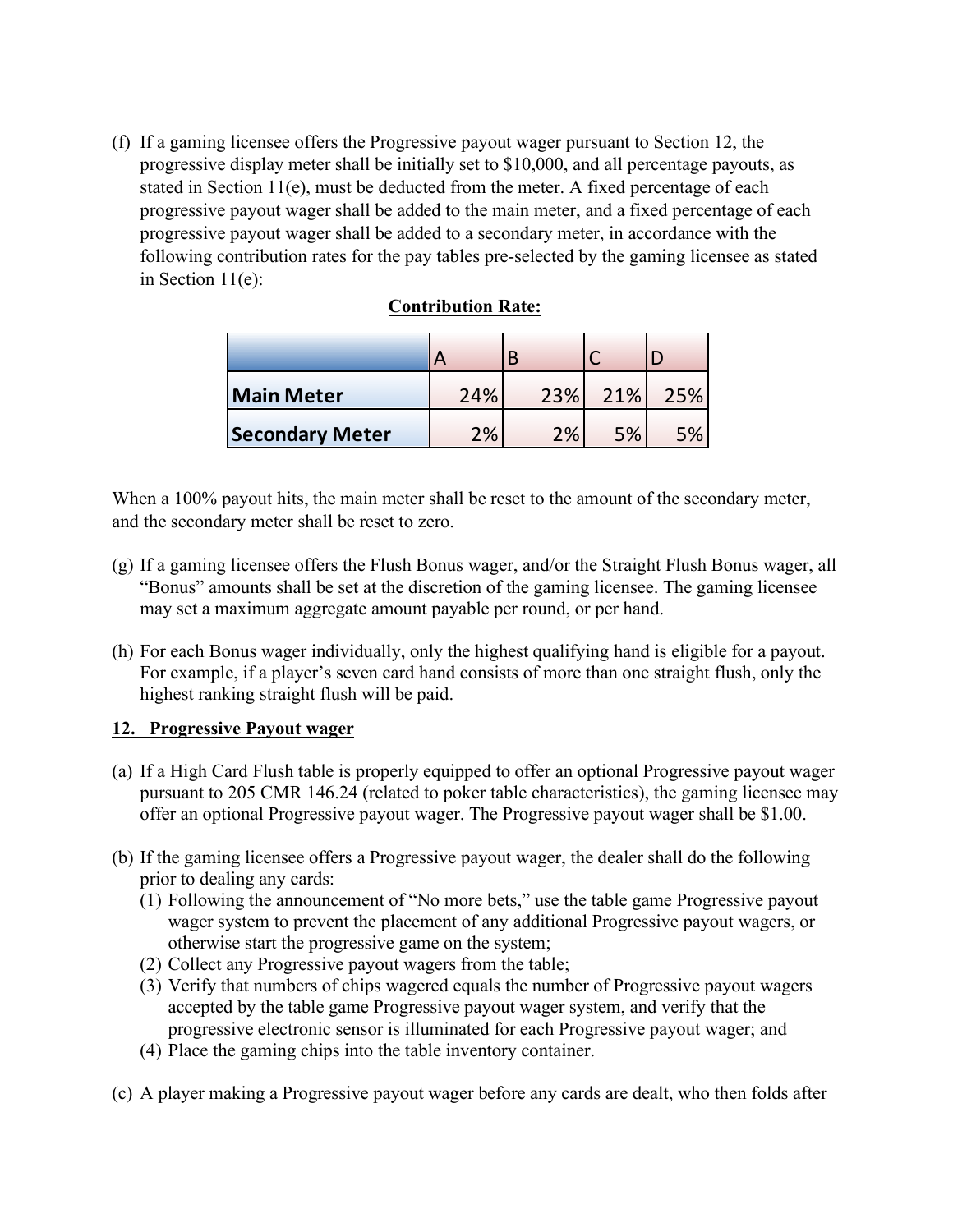(f) If a gaming licensee offers the Progressive payout wager pursuant to Section 12, the progressive display meter shall be initially set to $10,000, and all percentage payouts, as stated in Section 11(e), must be deducted from the meter. A fixed percentage of each progressive payout wager shall be added to the main meter, and a fixed percentage of each progressive payout wager shall be added to a secondary meter, in accordance with the following contribution rates for the pay tables pre-selected by the gaming licensee as stated in Section 11(e):

**Contribution Rate:**

| | A | B | C | D |
|---|---|---|---|---|
| **Main Meter** | 24% | 23% | 21% | 25% |
| **Secondary Meter** | 2% | 2% | 5% | 5% |

When a 100% payout hits, the main meter shall be reset to the amount of the secondary meter, and the secondary meter shall be reset to zero.

(g) If a gaming licensee offers the Flush Bonus wager, and/or the Straight Flush Bonus wager, all "Bonus" amounts shall be set at the discretion of the gaming licensee. The gaming licensee may set a maximum aggregate amount payable per round, or per hand.

(h) For each Bonus wager individually, only the highest qualifying hand is eligible for a payout. For example, if a player's seven card hand consists of more than one straight flush, only the highest ranking straight flush will be paid.

**12. Progressive Payout wager**

(a) If a High Card Flush table is properly equipped to offer an optional Progressive payout wager pursuant to 205 CMR 146.24 (related to poker table characteristics), the gaming licensee may offer an optional Progressive payout wager. The Progressive payout wager shall be $1.00.

(b) If the gaming licensee offers a Progressive payout wager, the dealer shall do the following prior to dealing any cards:
   (1) Following the announcement of "No more bets," use the table game Progressive payout wager system to prevent the placement of any additional Progressive payout wagers, or otherwise start the progressive game on the system;
   (2) Collect any Progressive payout wagers from the table;
   (3) Verify that numbers of chips wagered equals the number of Progressive payout wagers accepted by the table game Progressive payout wager system, and verify that the progressive electronic sensor is illuminated for each Progressive payout wager; and
   (4) Place the gaming chips into the table inventory container.

(c) A player making a Progressive payout wager before any cards are dealt, who then folds after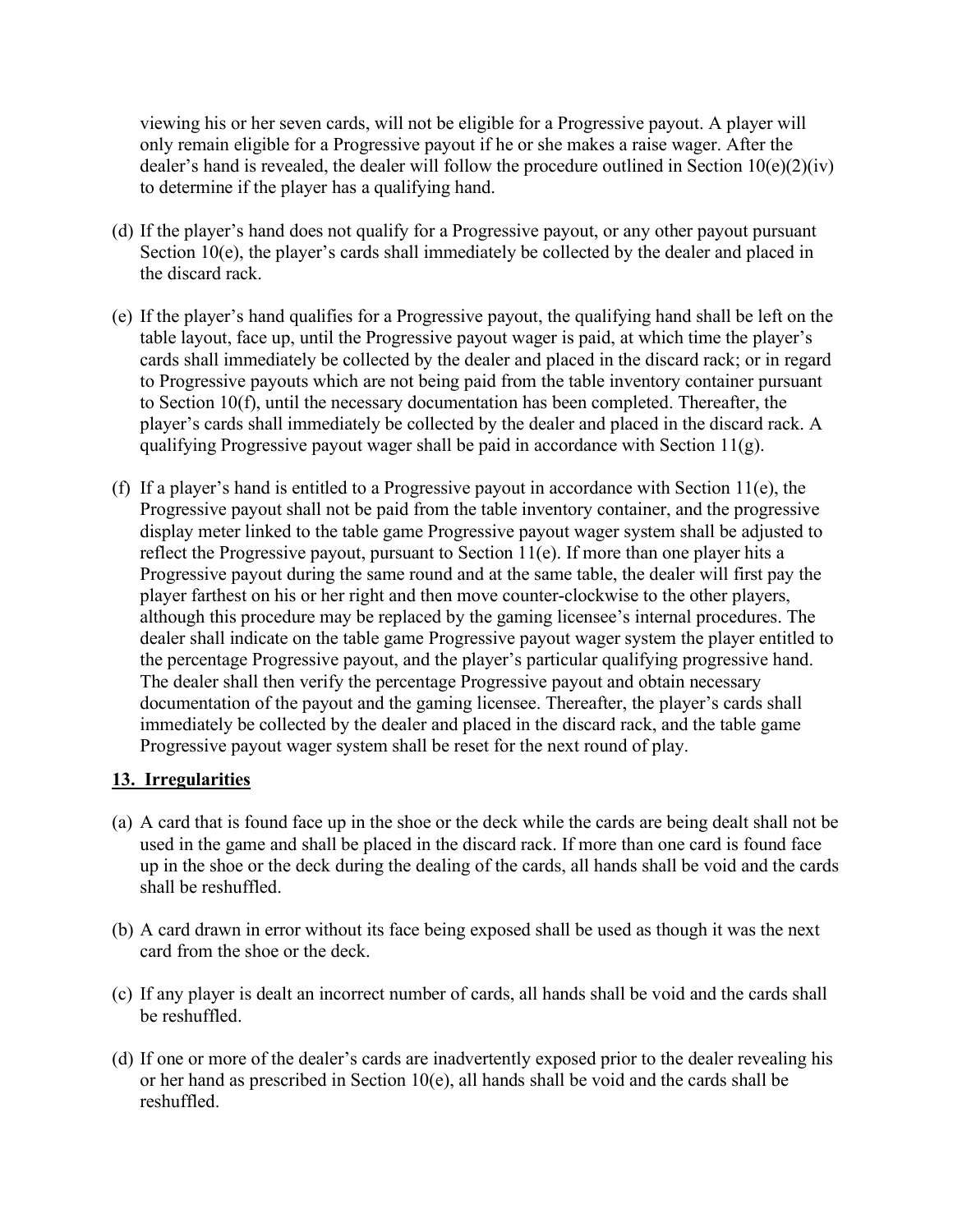viewing his or her seven cards, will not be eligible for a Progressive payout. A player will only remain eligible for a Progressive payout if he or she makes a raise wager. After the dealer's hand is revealed, the dealer will follow the procedure outlined in Section 10(e)(2)(iv) to determine if the player has a qualifying hand.

(d) If the player's hand does not qualify for a Progressive payout, or any other payout pursuant Section 10(e), the player's cards shall immediately be collected by the dealer and placed in the discard rack.

(e) If the player's hand qualifies for a Progressive payout, the qualifying hand shall be left on the table layout, face up, until the Progressive payout wager is paid, at which time the player's cards shall immediately be collected by the dealer and placed in the discard rack; or in regard to Progressive payouts which are not being paid from the table inventory container pursuant to Section 10(f), until the necessary documentation has been completed. Thereafter, the player's cards shall immediately be collected by the dealer and placed in the discard rack. A qualifying Progressive payout wager shall be paid in accordance with Section 11(g).

(f) If a player's hand is entitled to a Progressive payout in accordance with Section 11(e), the Progressive payout shall not be paid from the table inventory container, and the progressive display meter linked to the table game Progressive payout wager system shall be adjusted to reflect the Progressive payout, pursuant to Section 11(e). If more than one player hits a Progressive payout during the same round and at the same table, the dealer will first pay the player farthest on his or her right and then move counter-clockwise to the other players, although this procedure may be replaced by the gaming licensee's internal procedures. The dealer shall indicate on the table game Progressive payout wager system the player entitled to the percentage Progressive payout, and the player's particular qualifying progressive hand. The dealer shall then verify the percentage Progressive payout and obtain necessary documentation of the payout and the gaming licensee. Thereafter, the player's cards shall immediately be collected by the dealer and placed in the discard rack, and the table game Progressive payout wager system shall be reset for the next round of play.

## 13. Irregularities

(a) A card that is found face up in the shoe or the deck while the cards are being dealt shall not be used in the game and shall be placed in the discard rack. If more than one card is found face up in the shoe or the deck during the dealing of the cards, all hands shall be void and the cards shall be reshuffled.

(b) A card drawn in error without its face being exposed shall be used as though it was the next card from the shoe or the deck.

(c) If any player is dealt an incorrect number of cards, all hands shall be void and the cards shall be reshuffled.

(d) If one or more of the dealer's cards are inadvertently exposed prior to the dealer revealing his or her hand as prescribed in Section 10(e), all hands shall be void and the cards shall be reshuffled.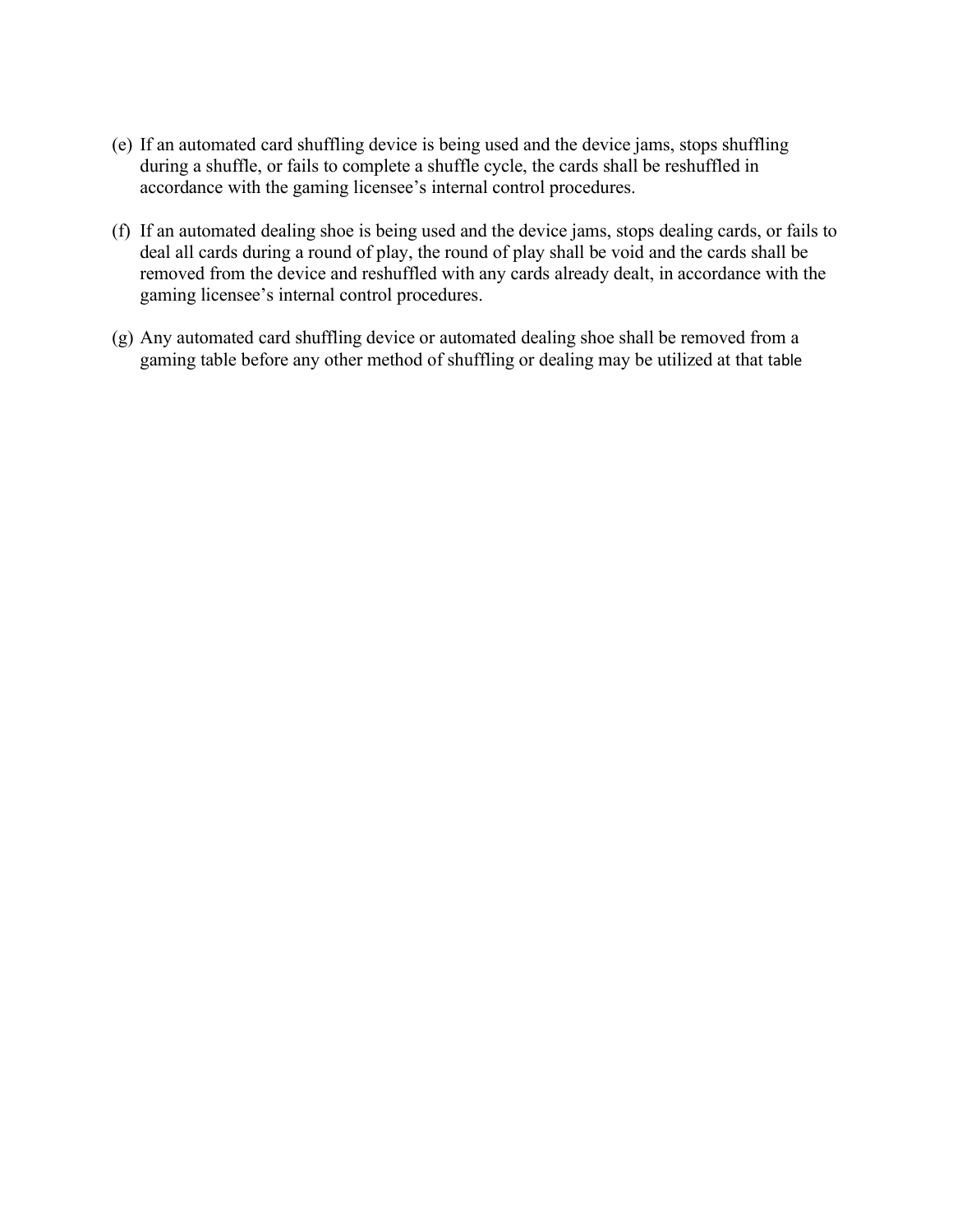(e) If an automated card shuffling device is being used and the device jams, stops shuffling during a shuffle, or fails to complete a shuffle cycle, the cards shall be reshuffled in accordance with the gaming licensee's internal control procedures.

(f) If an automated dealing shoe is being used and the device jams, stops dealing cards, or fails to deal all cards during a round of play, the round of play shall be void and the cards shall be removed from the device and reshuffled with any cards already dealt, in accordance with the gaming licensee's internal control procedures.

(g) Any automated card shuffling device or automated dealing shoe shall be removed from a gaming table before any other method of shuffling or dealing may be utilized at that table